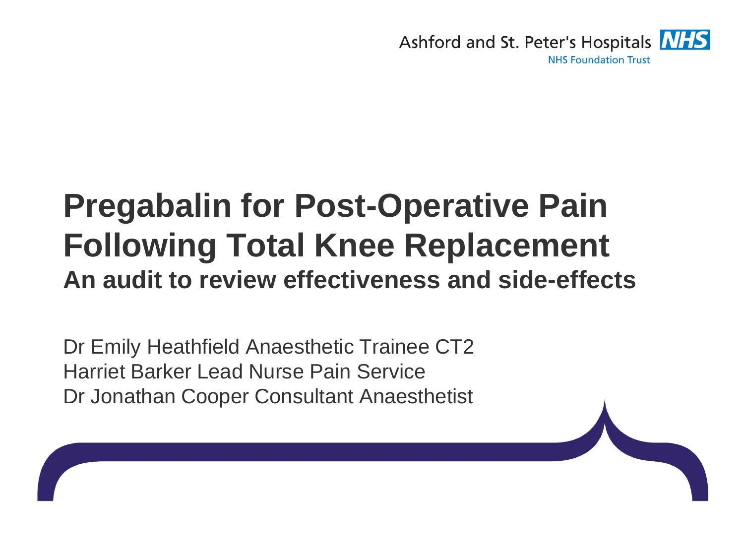Ashford and St. Peter's Hospitals NHS

NHS Foundation Trust

# Pregabalin for Post-Operative Pain Following Total Knee Replacement

## An audit to review effectiveness and side-effects

Dr Emily Heathfield Anaesthetic Trainee CT2
Harriet Barker Lead Nurse Pain Service
Dr Jonathan Cooper Consultant Anaesthetist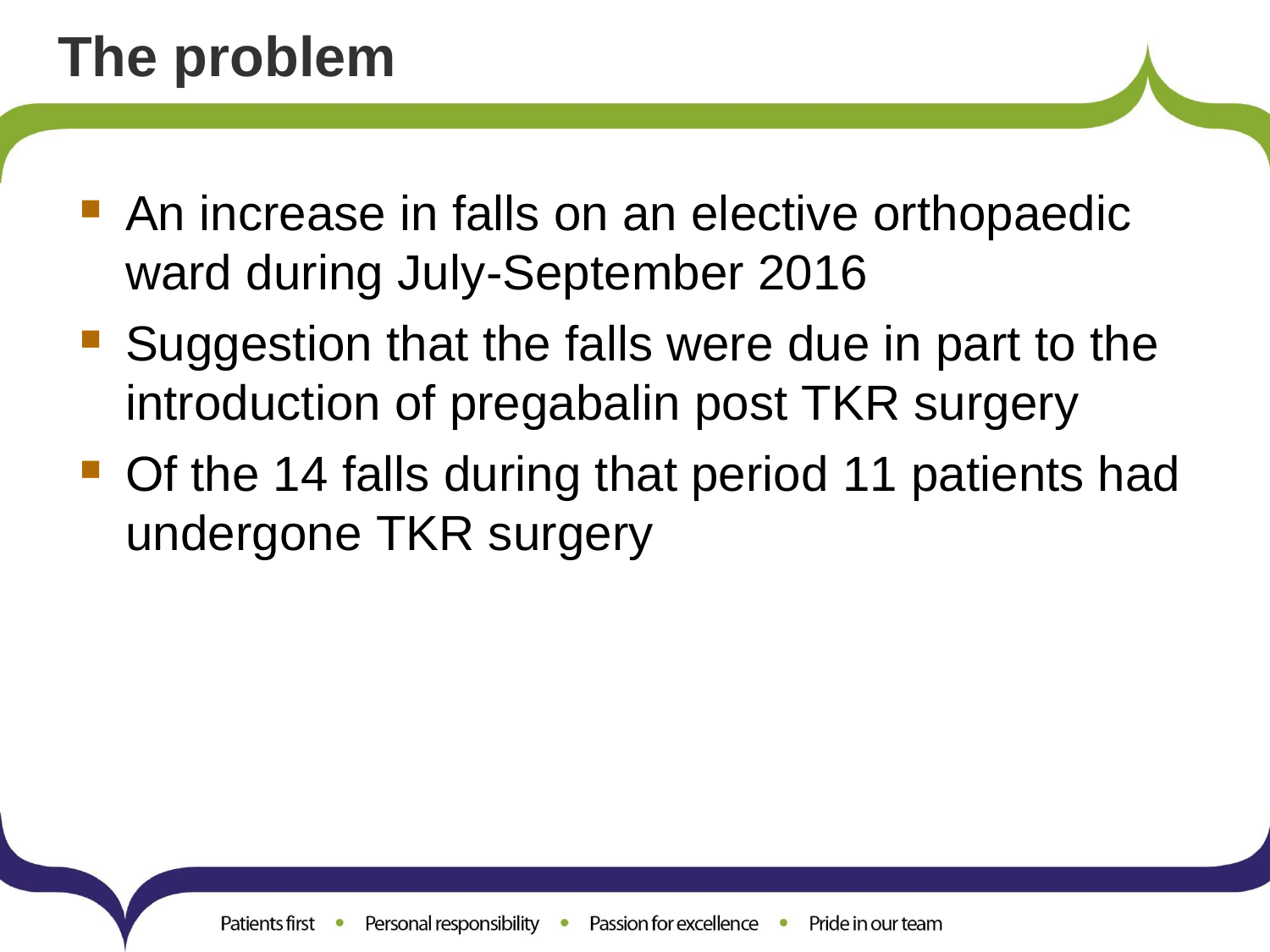# The problem

- An increase in falls on an elective orthopaedic ward during July-September 2016
- Suggestion that the falls were due in part to the introduction of pregabalin post TKR surgery
- Of the 14 falls during that period 11 patients had undergone TKR surgery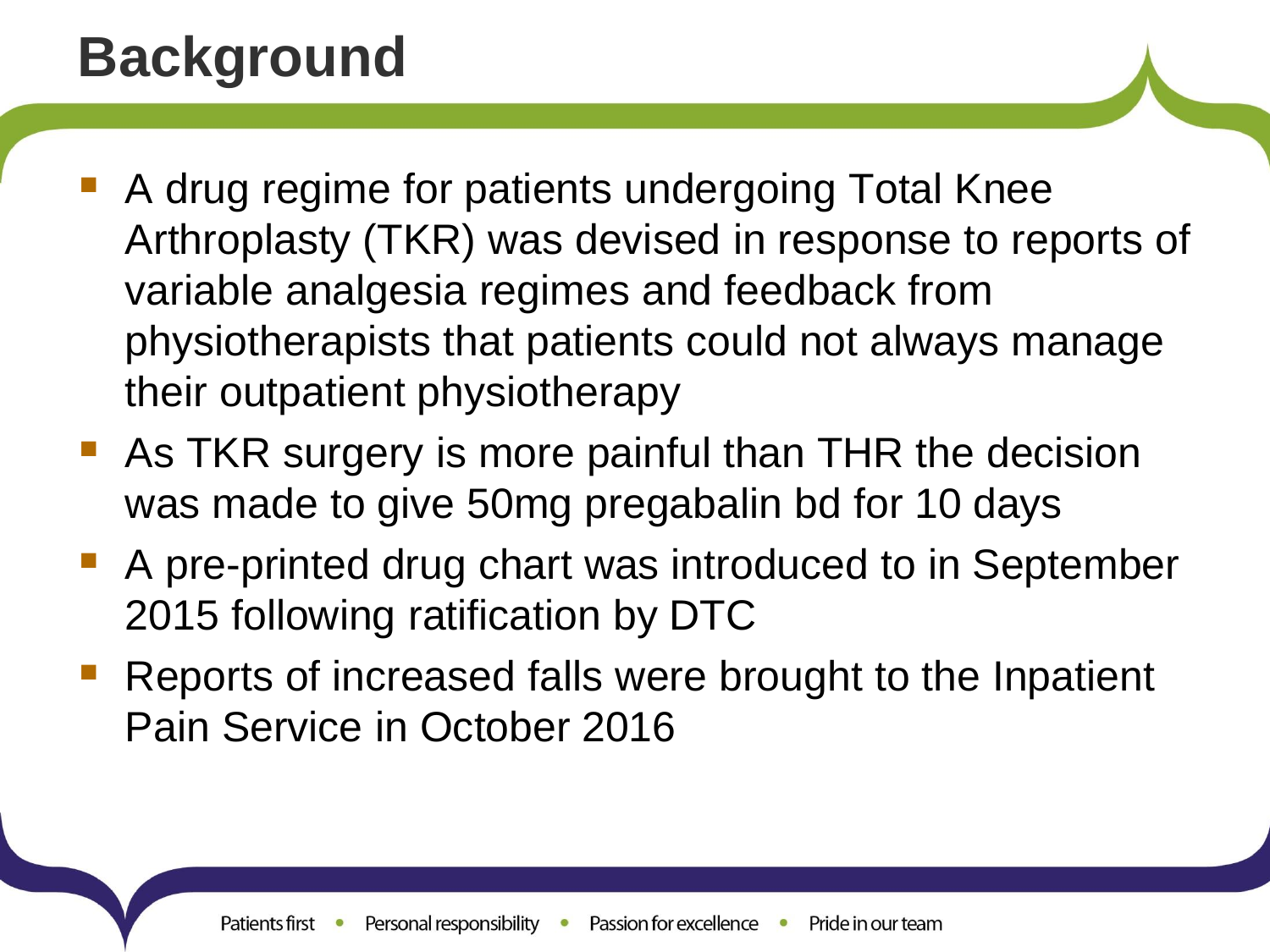# Background

- A drug regime for patients undergoing Total Knee Arthroplasty (TKR) was devised in response to reports of variable analgesia regimes and feedback from physiotherapists that patients could not always manage their outpatient physiotherapy
- As TKR surgery is more painful than THR the decision was made to give 50mg pregabalin bd for 10 days
- A pre-printed drug chart was introduced to in September 2015 following ratification by DTC
- Reports of increased falls were brought to the Inpatient Pain Service in October 2016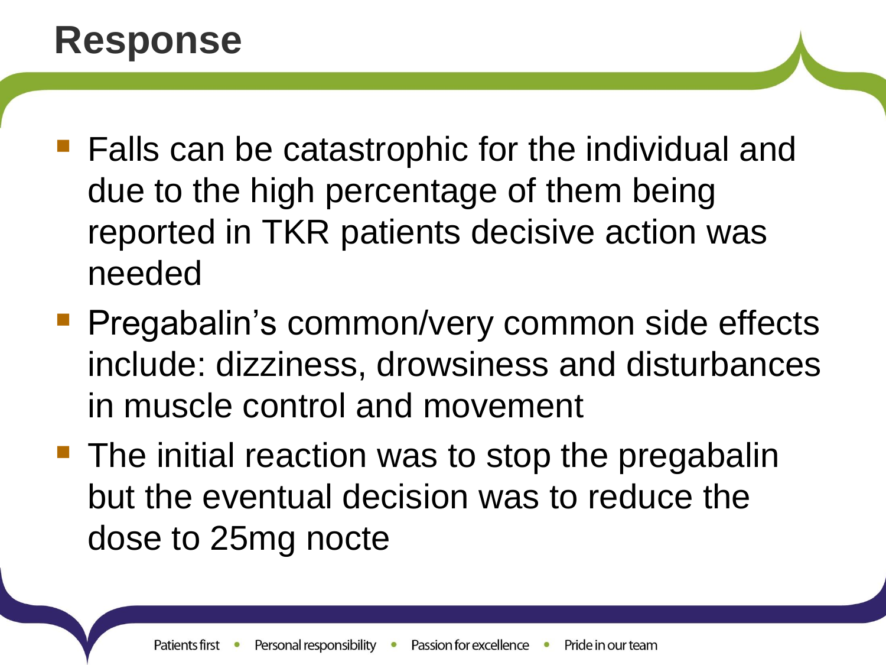# Response

- Falls can be catastrophic for the individual and due to the high percentage of them being reported in TKR patients decisive action was needed
- Pregabalin's common/very common side effects include: dizziness, drowsiness and disturbances in muscle control and movement
- The initial reaction was to stop the pregabalin but the eventual decision was to reduce the dose to 25mg nocte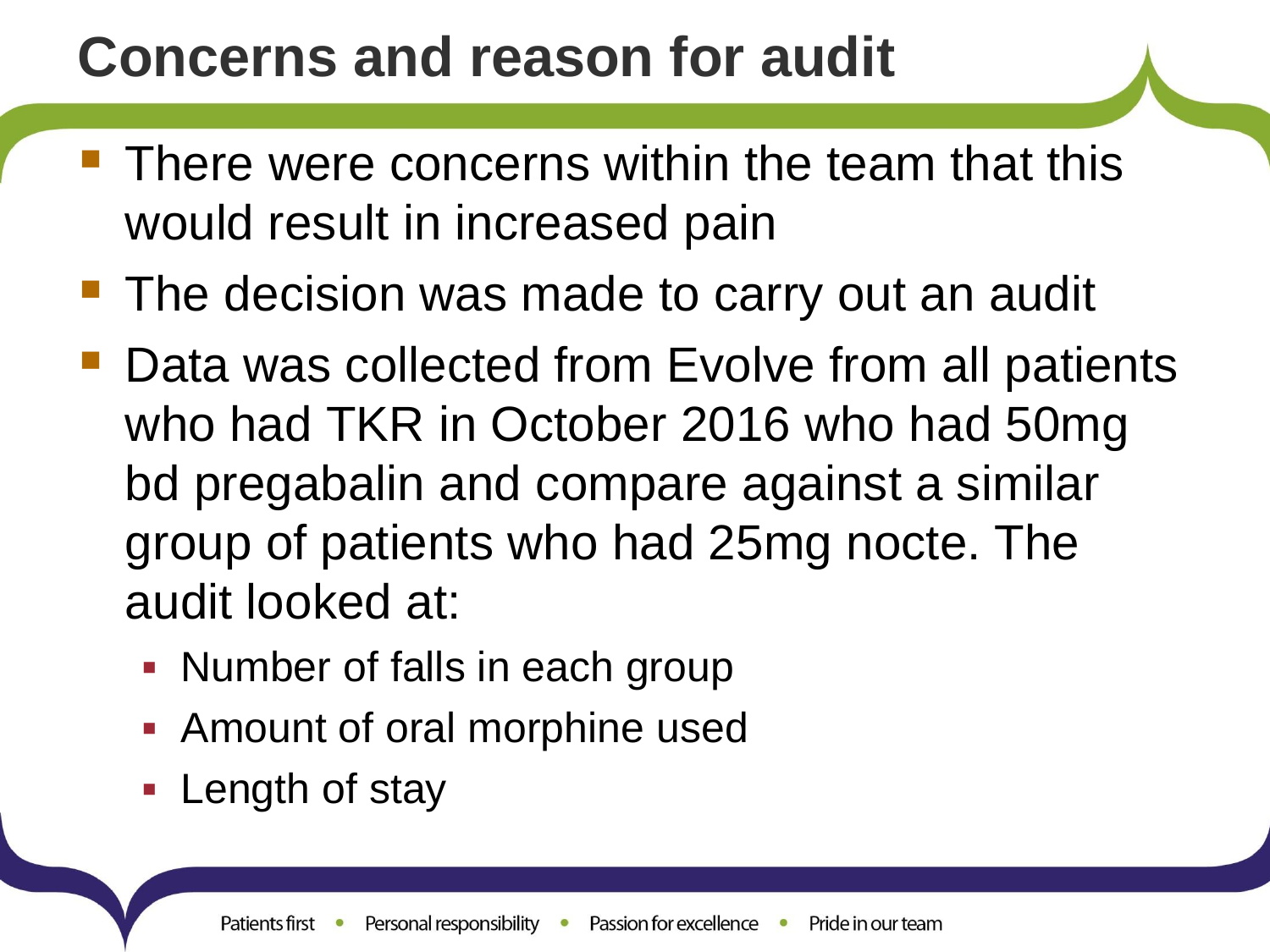# Concerns and reason for audit

- There were concerns within the team that this would result in increased pain
- The decision was made to carry out an audit
- Data was collected from Evolve from all patients who had TKR in October 2016 who had 50mg bd pregabalin and compare against a similar group of patients who had 25mg nocte. The audit looked at:
  - Number of falls in each group
  - Amount of oral morphine used
  - Length of stay

Patients first • Personal responsibility • Passion for excellence • Pride in our team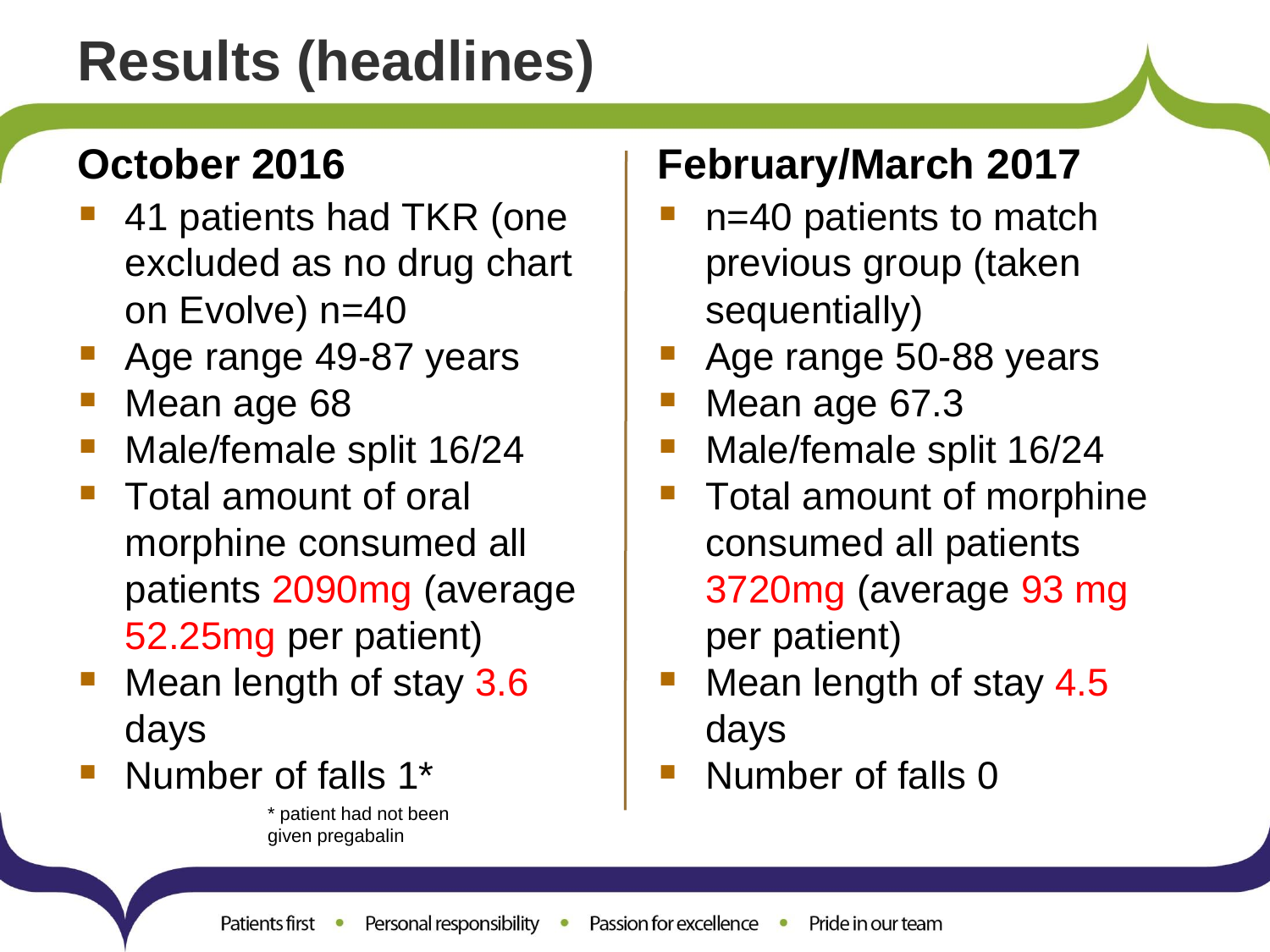# Results (headlines)

## October 2016

- 41 patients had TKR (one excluded as no drug chart on Evolve) n=40
- Age range 49-87 years
- Mean age 68
- Male/female split 16/24
- Total amount of oral morphine consumed all patients 2090mg (average 52.25mg per patient)
- Mean length of stay 3.6 days
- Number of falls 1*

\* patient had not been given pregabalin

## February/March 2017

- n=40 patients to match previous group (taken sequentially)
- Age range 50-88 years
- Mean age 67.3
- Male/female split 16/24
- Total amount of morphine consumed all patients 3720mg (average 93 mg per patient)
- Mean length of stay 4.5 days
- Number of falls 0

Patients first • Personal responsibility • Passion for excellence • Pride in our team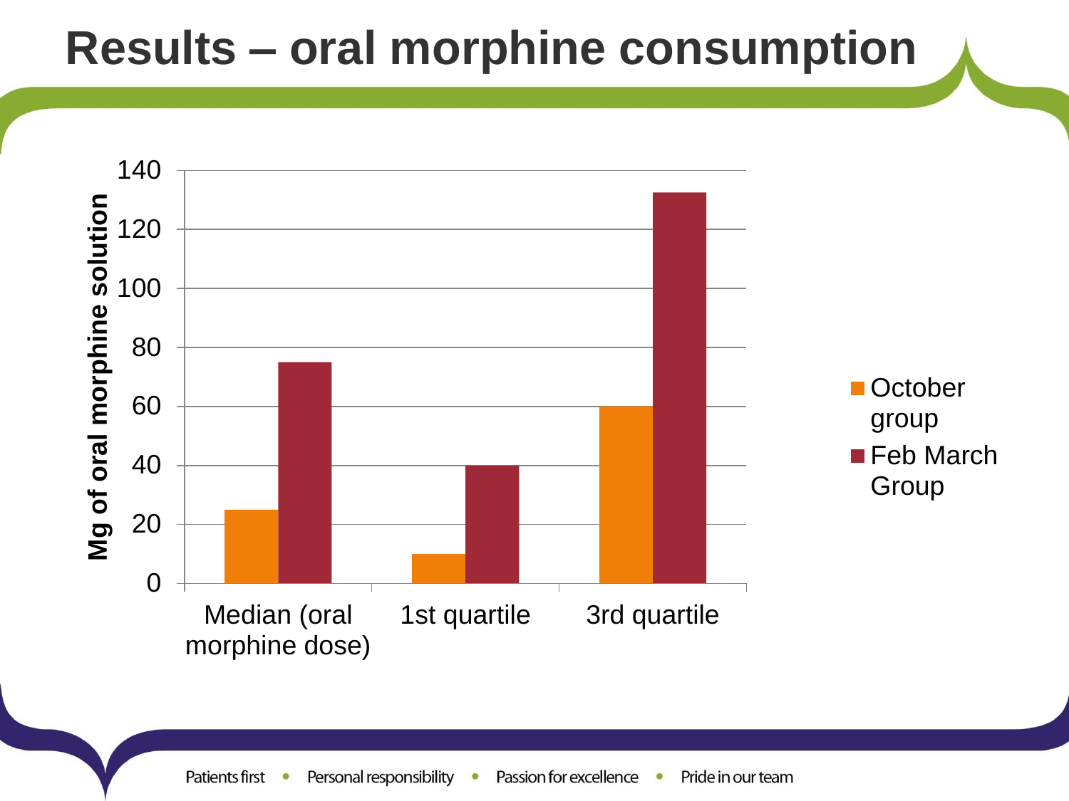# Results – oral morphine consumption

Mg of oral morphine solution

140
120
100
80
60
40
20
0

Median (oral morphine dose)
1st quartile
3rd quartile

October group
Feb March Group

Patients first • Personal responsibility • Passion for excellence • Pride in our team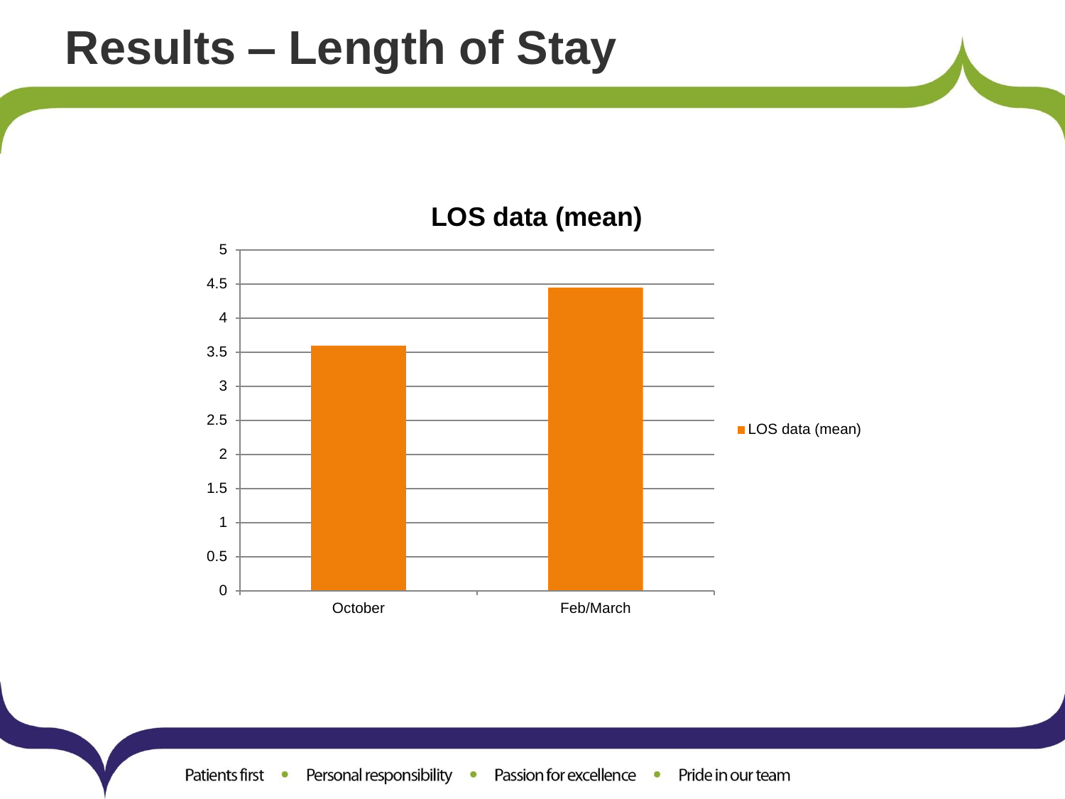# Results – Length of Stay

**LOS data (mean)**

5
4.5
4
3.5
3
2.5
2
1.5
1
0.5
0

October
Feb/March

LOS data (mean)

Patients first • Personal responsibility • Passion for excellence • Pride in our team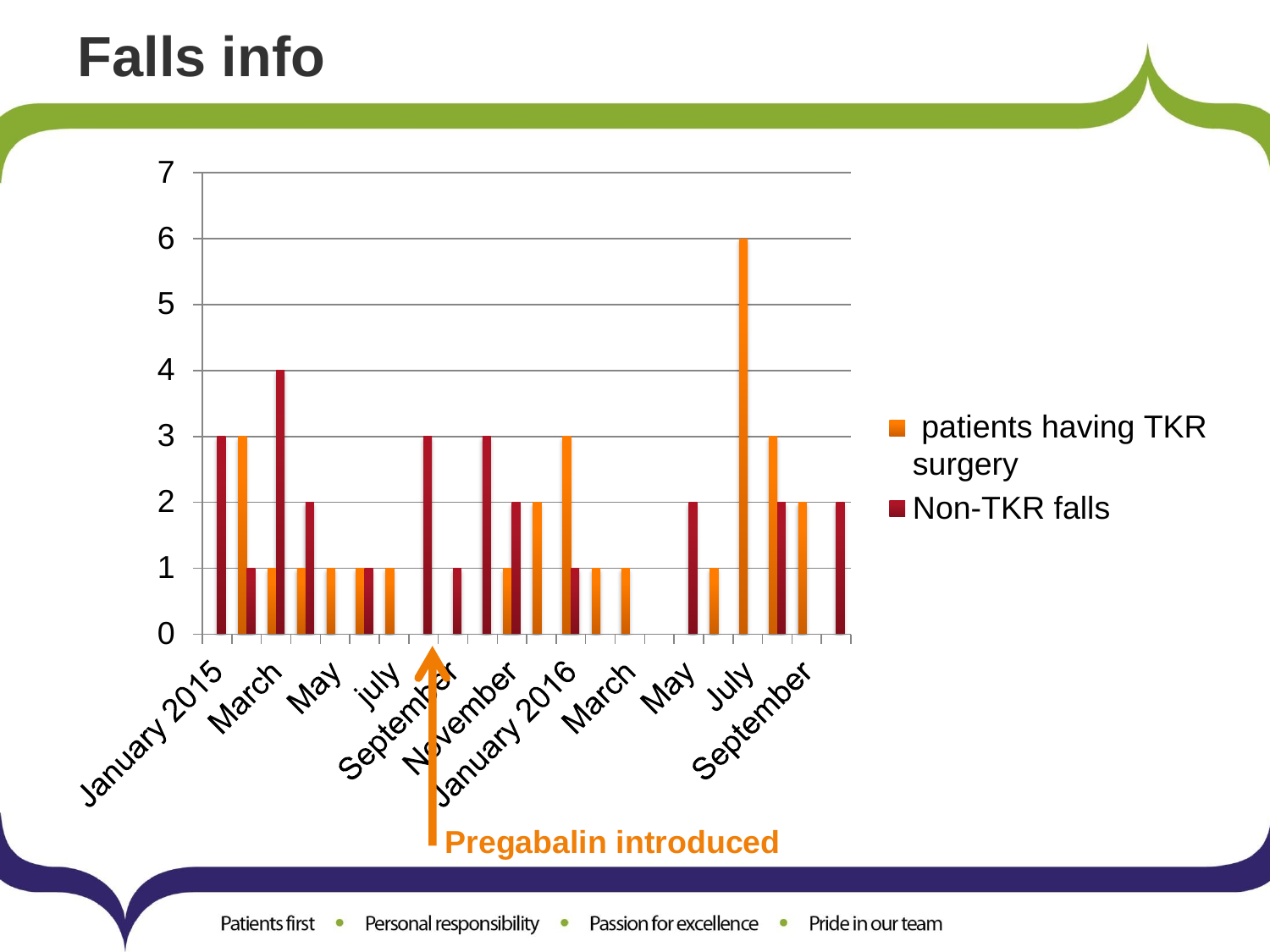# Falls info

7
6
5
4
3
2
1
0

January 2015
March
May
july
September
November
January 2016
March
May
July
September

patients having TKR surgery
Non-TKR falls

Pregabalin introduced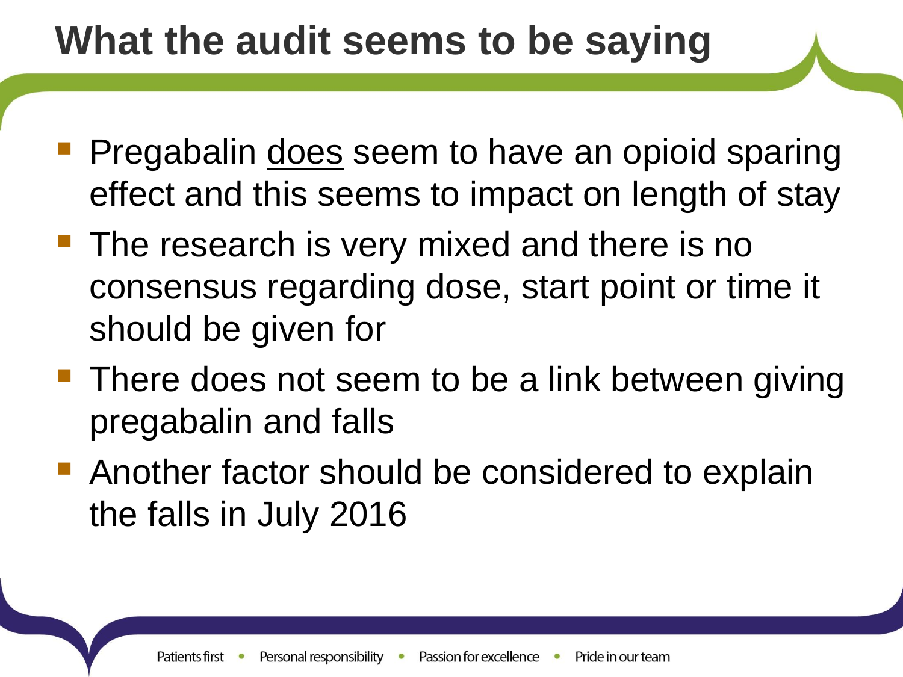# What the audit seems to be saying

- Pregabalin <u>does</u> seem to have an opioid sparing effect and this seems to impact on length of stay
- The research is very mixed and there is no consensus regarding dose, start point or time it should be given for
- There does not seem to be a link between giving pregabalin and falls
- Another factor should be considered to explain the falls in July 2016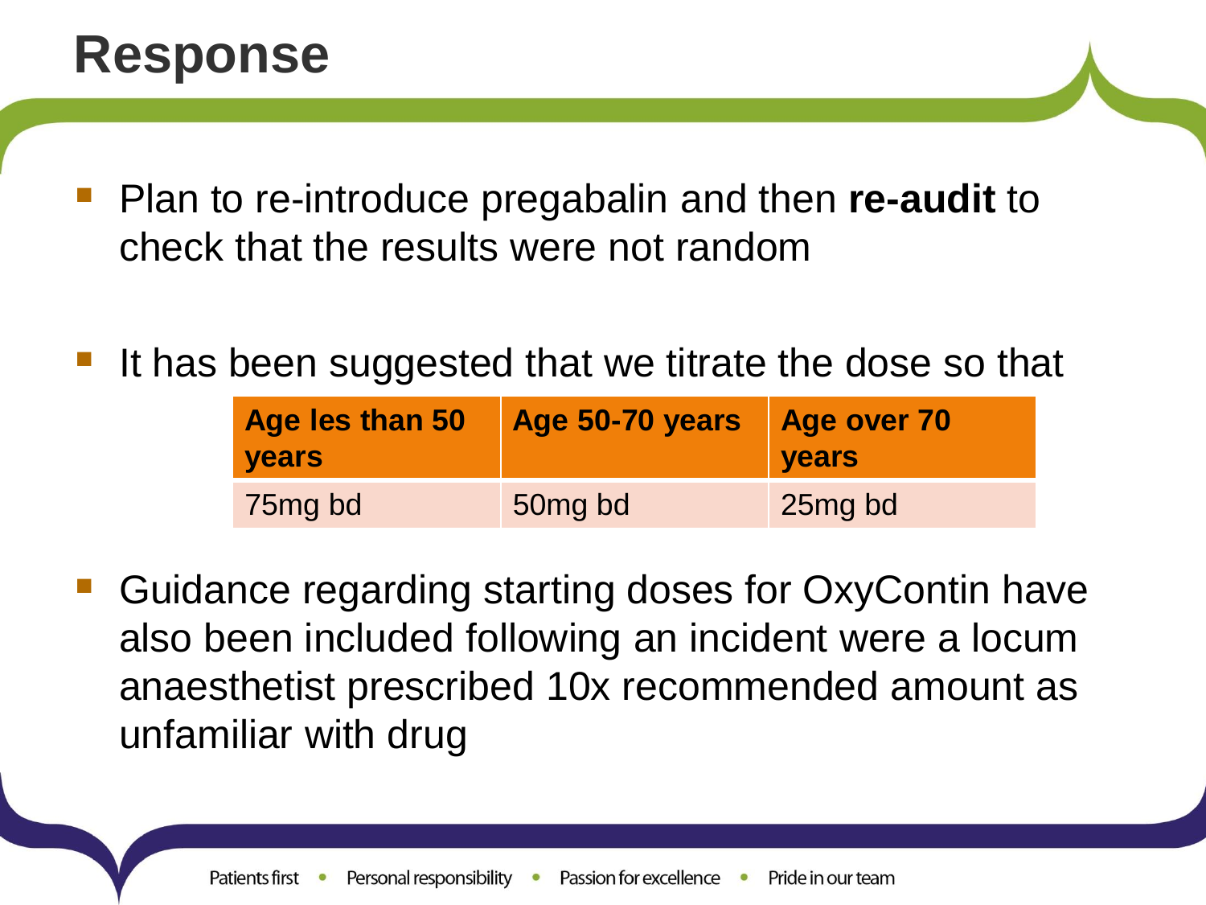# Response

- Plan to re-introduce pregabalin and then **re-audit** to check that the results were not random

- It has been suggested that we titrate the dose so that

| Age les than 50 years | Age 50-70 years | Age over 70 years |
|---|---|---|
| 75mg bd | 50mg bd | 25mg bd |

- Guidance regarding starting doses for OxyContin have also been included following an incident were a locum anaesthetist prescribed 10x recommended amount as unfamiliar with drug